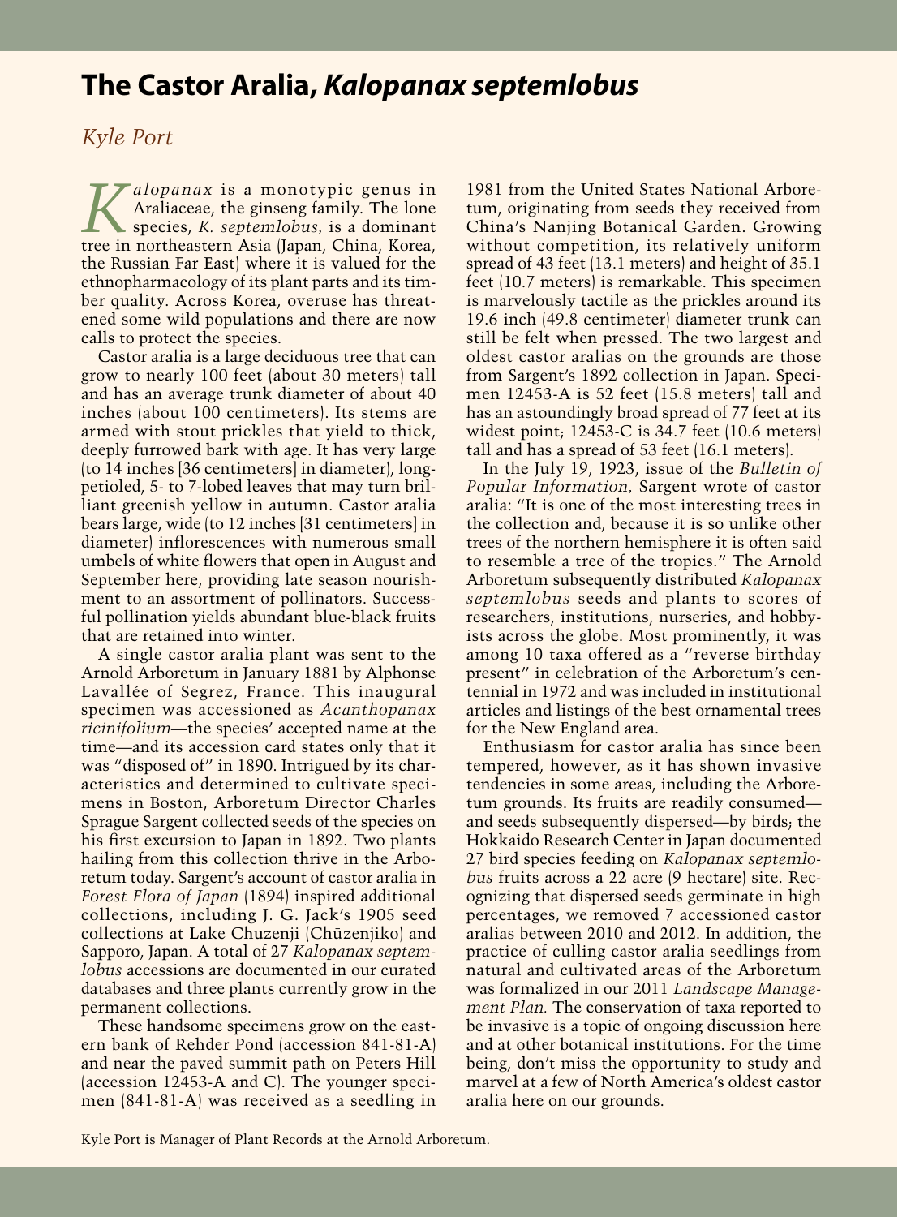# The Castor Aralia, *Kalopanax septemlobus*

*Kyle Port*

*Kalopanax* is a monotypic genus in Araliaceae, the ginseng family. The lone species, *K. septemlobus*, is a dominant tree in northeastern Asia (Japan, China, Korea, the Russian Far East) where it is valued for the ethnopharmacology of its plant parts and its timber quality. Across Korea, overuse has threatened some wild populations and there are now calls to protect the species.

Castor aralia is a large deciduous tree that can grow to nearly 100 feet (about 30 meters) tall and has an average trunk diameter of about 40 inches (about 100 centimeters). Its stems are armed with stout prickles that yield to thick, deeply furrowed bark with age. It has very large (to 14 inches [36 centimeters] in diameter), long-petioled, 5- to 7-lobed leaves that may turn brilliant greenish yellow in autumn. Castor aralia bears large, wide (to 12 inches [31 centimeters] in diameter) inflorescences with numerous small umbels of white flowers that open in August and September here, providing late season nourishment to an assortment of pollinators. Successful pollination yields abundant blue-black fruits that are retained into winter.

A single castor aralia plant was sent to the Arnold Arboretum in January 1881 by Alphonse Lavallée of Segrez, France. This inaugural specimen was accessioned as *Acanthopanax ricinifolium*—the species' accepted name at the time—and its accession card states only that it was "disposed of" in 1890. Intrigued by its characteristics and determined to cultivate specimens in Boston, Arboretum Director Charles Sprague Sargent collected seeds of the species on his first excursion to Japan in 1892. Two plants hailing from this collection thrive in the Arboretum today. Sargent's account of castor aralia in *Forest Flora of Japan* (1894) inspired additional collections, including J. G. Jack's 1905 seed collections at Lake Chuzenji (Chūzenjiko) and Sapporo, Japan. A total of 27 *Kalopanax septemlobus* accessions are documented in our curated databases and three plants currently grow in the permanent collections.

These handsome specimens grow on the eastern bank of Rehder Pond (accession 841-81-A) and near the paved summit path on Peters Hill (accession 12453-A and C). The younger specimen (841-81-A) was received as a seedling in 1981 from the United States National Arboretum, originating from seeds they received from China's Nanjing Botanical Garden. Growing without competition, its relatively uniform spread of 43 feet (13.1 meters) and height of 35.1 feet (10.7 meters) is remarkable. This specimen is marvelously tactile as the prickles around its 19.6 inch (49.8 centimeter) diameter trunk can still be felt when pressed. The two largest and oldest castor aralias on the grounds are those from Sargent's 1892 collection in Japan. Specimen 12453-A is 52 feet (15.8 meters) tall and has an astoundingly broad spread of 77 feet at its widest point; 12453-C is 34.7 feet (10.6 meters) tall and has a spread of 53 feet (16.1 meters).

In the July 19, 1923, issue of the *Bulletin of Popular Information*, Sargent wrote of castor aralia: "It is one of the most interesting trees in the collection and, because it is so unlike other trees of the northern hemisphere it is often said to resemble a tree of the tropics." The Arnold Arboretum subsequently distributed *Kalopanax septemlobus* seeds and plants to scores of researchers, institutions, nurseries, and hobbyists across the globe. Most prominently, it was among 10 taxa offered as a "reverse birthday present" in celebration of the Arboretum's centennial in 1972 and was included in institutional articles and listings of the best ornamental trees for the New England area.

Enthusiasm for castor aralia has since been tempered, however, as it has shown invasive tendencies in some areas, including the Arboretum grounds. Its fruits are readily consumed—and seeds subsequently dispersed—by birds; the Hokkaido Research Center in Japan documented 27 bird species feeding on *Kalopanax septemlobus* fruits across a 22 acre (9 hectare) site. Recognizing that dispersed seeds germinate in high percentages, we removed 7 accessioned castor aralias between 2010 and 2012. In addition, the practice of culling castor aralia seedlings from natural and cultivated areas of the Arboretum was formalized in our 2011 *Landscape Management Plan.* The conservation of taxa reported to be invasive is a topic of ongoing discussion here and at other botanical institutions. For the time being, don't miss the opportunity to study and marvel at a few of North America's oldest castor aralia here on our grounds.

---

Kyle Port is Manager of Plant Records at the Arnold Arboretum.